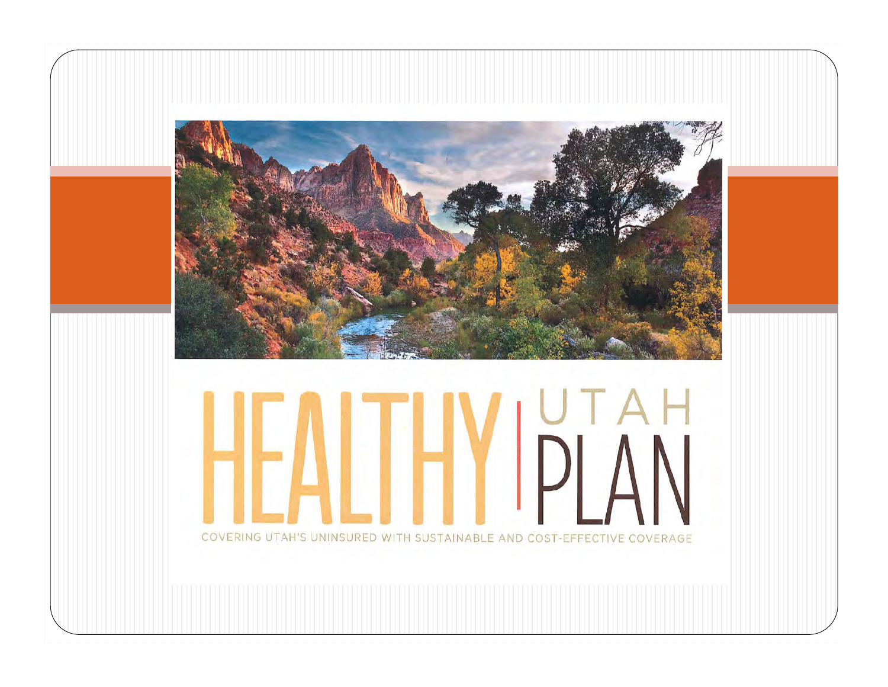# HEALTHY UTAH PLAN

COVERING UTAH'S UNINSURED WITH SUSTAINABLE AND COST-EFFECTIVE COVERAGE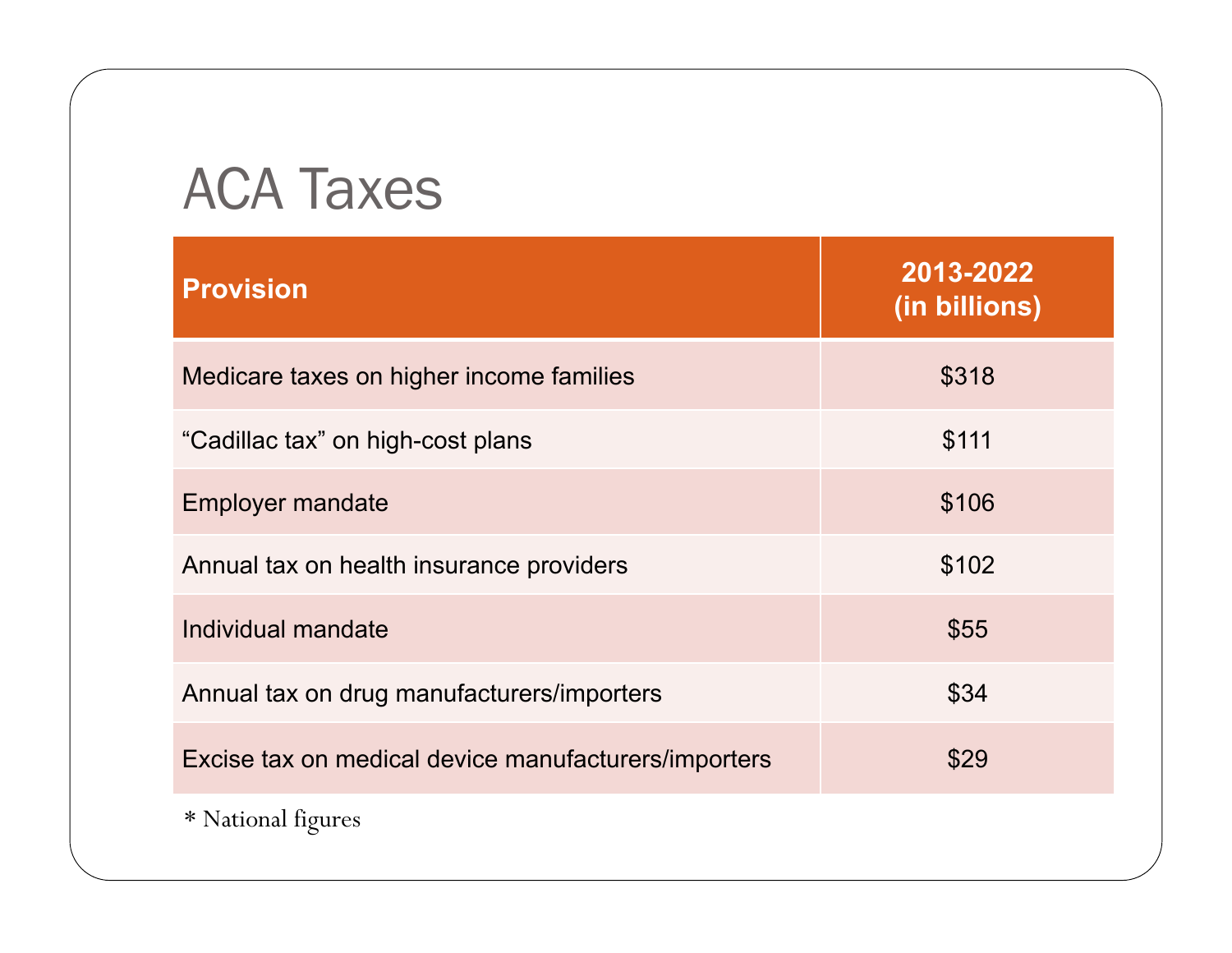# ACA Taxes

| Provision | 2013-2022 (in billions) |
| --- | --- |
| Medicare taxes on higher income families | $318 |
| “Cadillac tax” on high-cost plans | $111 |
| Employer mandate | $106 |
| Annual tax on health insurance providers | $102 |
| Individual mandate | $55 |
| Annual tax on drug manufacturers/importers | $34 |
| Excise tax on medical device manufacturers/importers | $29 |

* National figures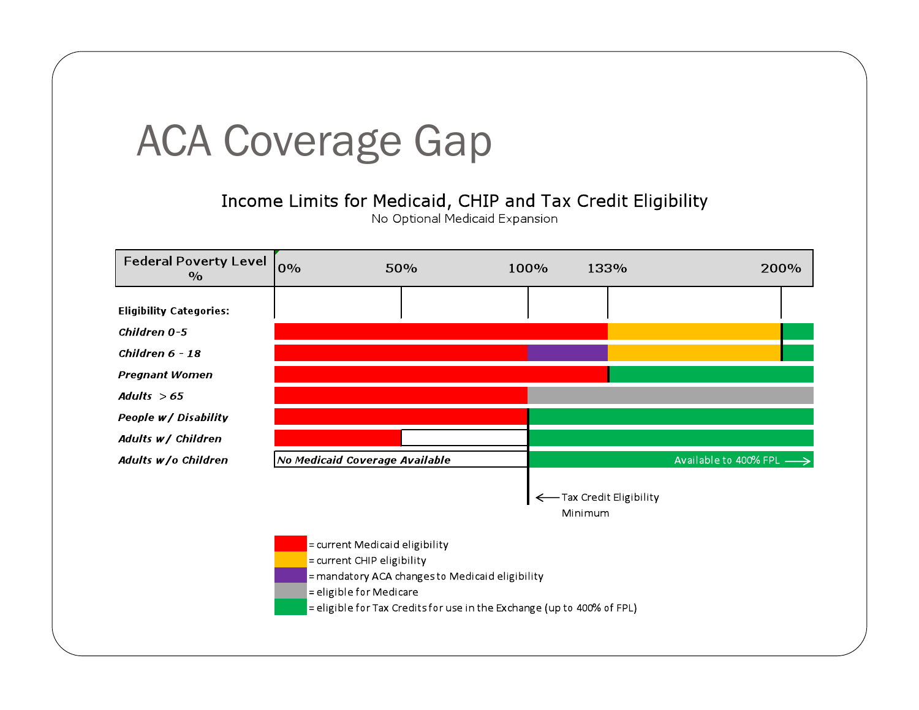# ACA Coverage Gap

## Income Limits for Medicaid, CHIP and Tax Credit Eligibility

No Optional Medicaid Expansion

| Federal Poverty Level % | 0% | 50% | 100% | 133% | 200% |
|---|---|---|---|---|---|

**Eligibility Categories:**

| Category | 0%–50% | 50%–100% | 100%–133% | 133%–200% | 200%+ |
|---|---|---|---|---|---|
| ***Children 0-5*** | current Medicaid eligibility | current Medicaid eligibility | current Medicaid eligibility | current CHIP eligibility | eligible for Tax Credits |
| ***Children 6 - 18*** | current Medicaid eligibility | current Medicaid eligibility | mandatory ACA changes to Medicaid eligibility | current CHIP eligibility | eligible for Tax Credits |
| ***Pregnant Women*** | current Medicaid eligibility | current Medicaid eligibility | current Medicaid eligibility | eligible for Tax Credits | eligible for Tax Credits |
| ***Adults > 65*** | current Medicaid eligibility | current Medicaid eligibility | eligible for Medicare | eligible for Medicare | eligible for Medicare |
| ***People w/ Disability*** | current Medicaid eligibility | current Medicaid eligibility | eligible for Tax Credits | eligible for Tax Credits | eligible for Tax Credits |
| ***Adults w/ Children*** | current Medicaid eligibility | | eligible for Tax Credits | eligible for Tax Credits | eligible for Tax Credits |
| ***Adults w/o Children*** | ***No Medicaid Coverage Available*** | ***No Medicaid Coverage Available*** | eligible for Tax Credits | eligible for Tax Credits | Available to 400% FPL → |

← Tax Credit Eligibility Minimum (100%)

- = current Medicaid eligibility (red)
- = current CHIP eligibility (yellow)
- = mandatory ACA changes to Medicaid eligibility (purple)
- = eligible for Medicare (gray)
- = eligible for Tax Credits for use in the Exchange (up to 400% of FPL) (green)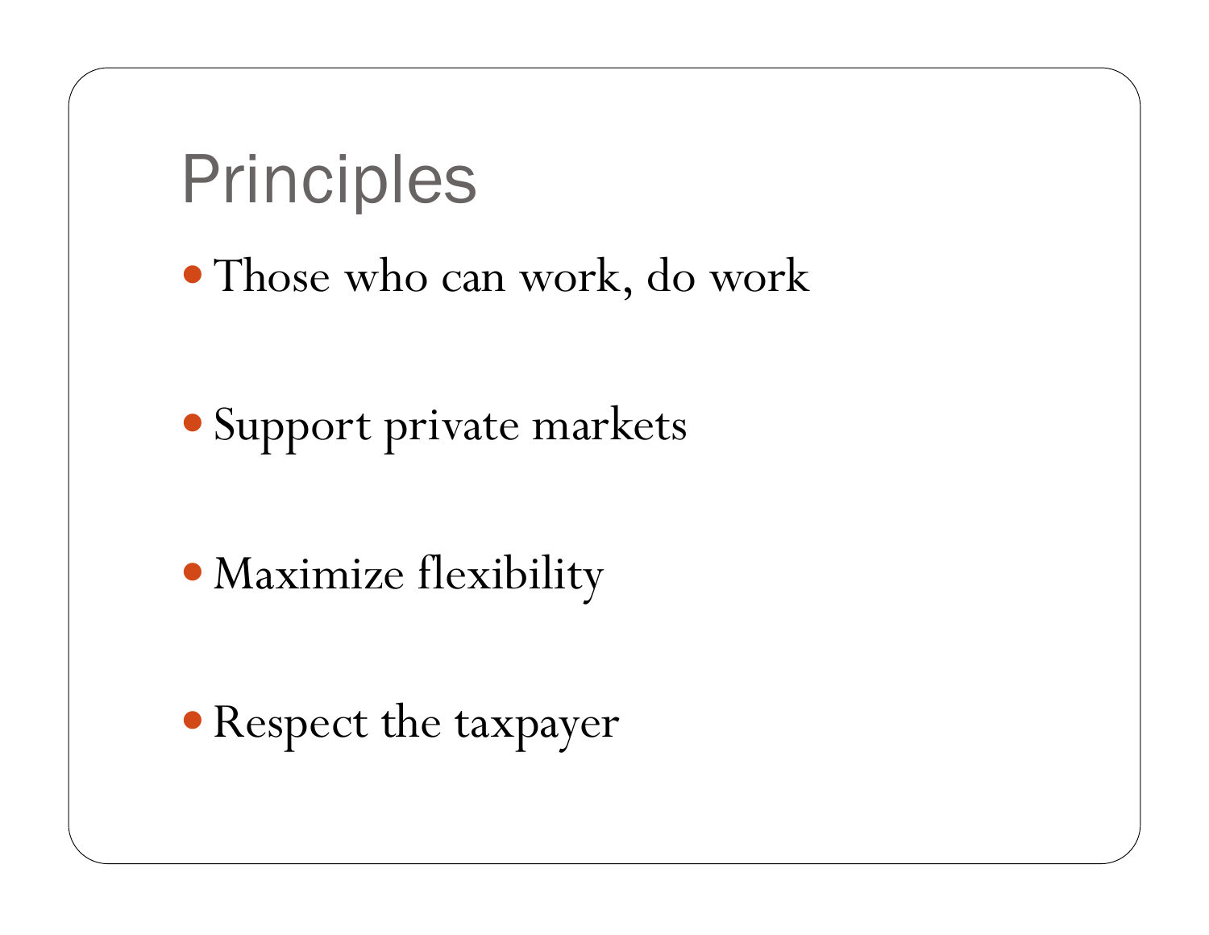# Principles

- Those who can work, do work
- Support private markets
- Maximize flexibility
- Respect the taxpayer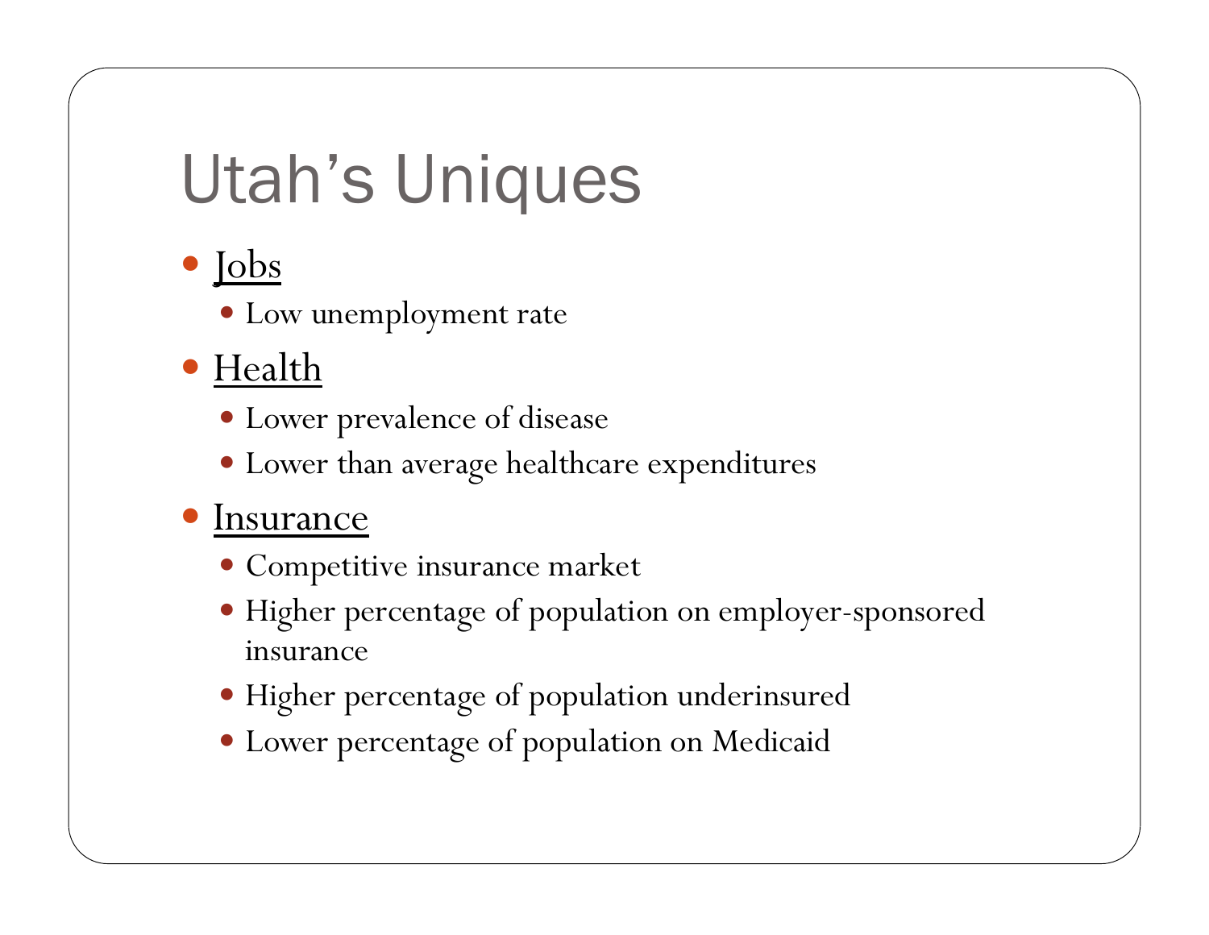# Utah's Uniques

- Jobs
  - Low unemployment rate
- Health
  - Lower prevalence of disease
  - Lower than average healthcare expenditures
- Insurance
  - Competitive insurance market
  - Higher percentage of population on employer-sponsored insurance
  - Higher percentage of population underinsured
  - Lower percentage of population on Medicaid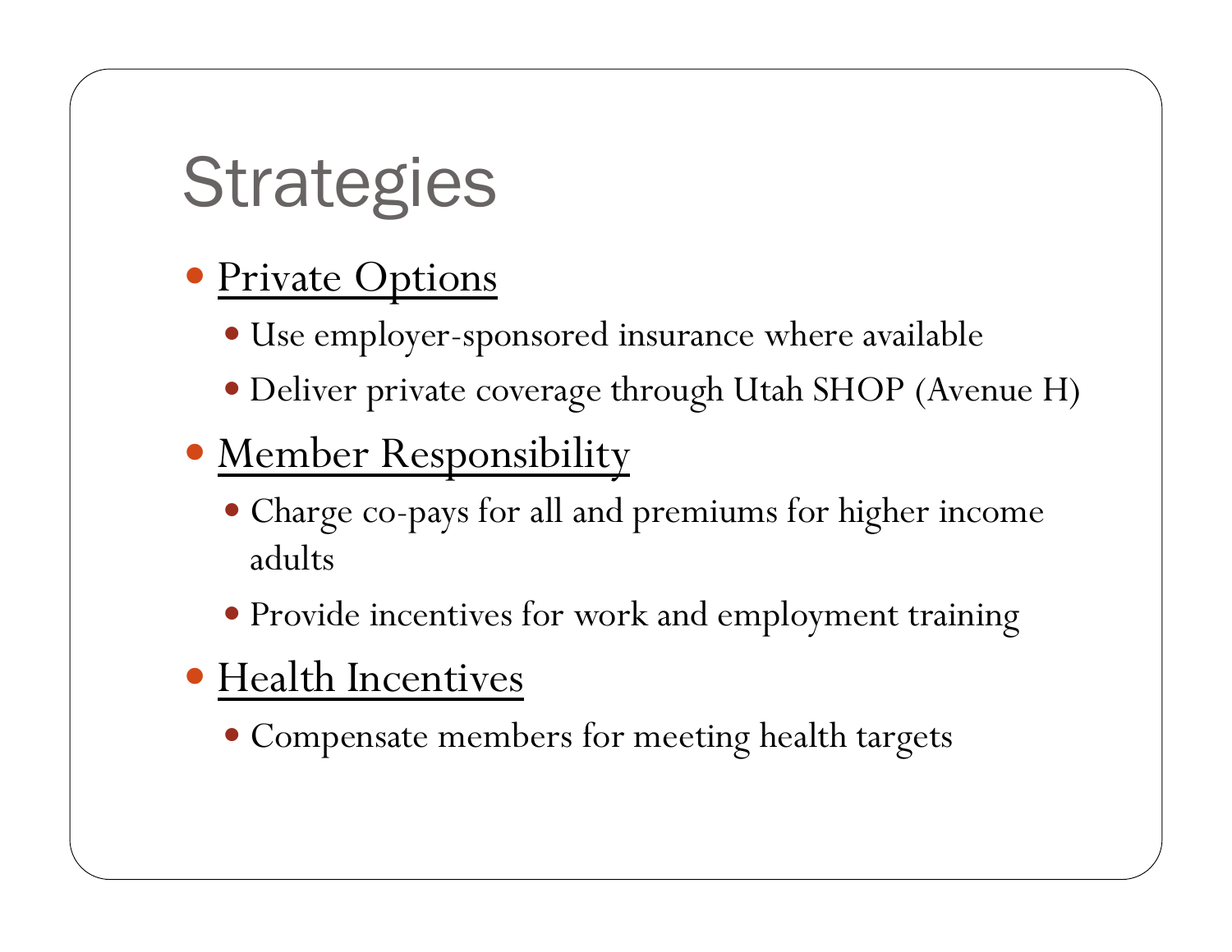# Strategies

- Private Options
  - Use employer-sponsored insurance where available
  - Deliver private coverage through Utah SHOP (Avenue H)
- Member Responsibility
  - Charge co-pays for all and premiums for higher income adults
  - Provide incentives for work and employment training
- Health Incentives
  - Compensate members for meeting health targets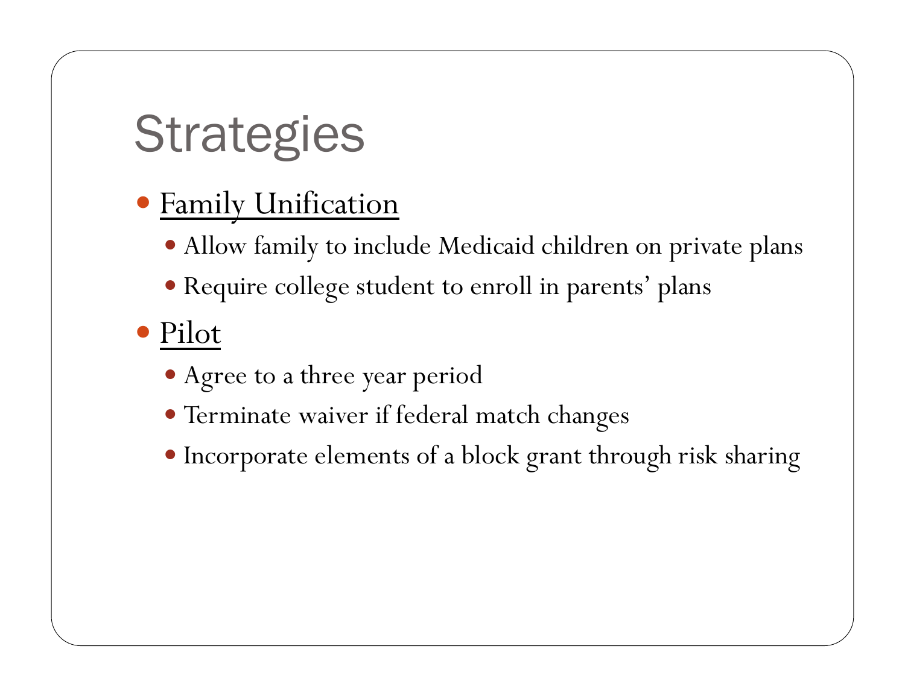# Strategies

- Family Unification
  - Allow family to include Medicaid children on private plans
  - Require college student to enroll in parents' plans
- Pilot
  - Agree to a three year period
  - Terminate waiver if federal match changes
  - Incorporate elements of a block grant through risk sharing